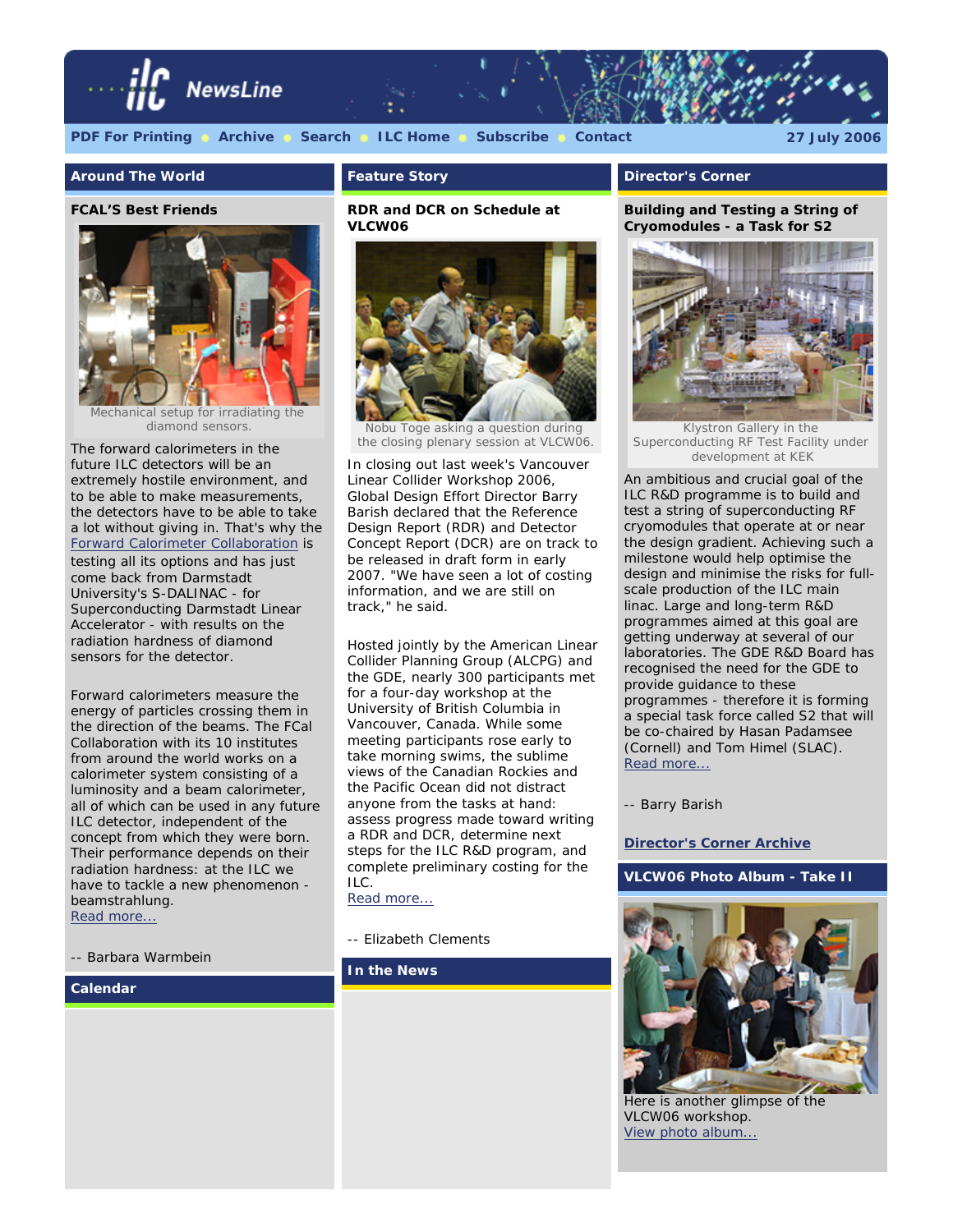# ILC NewsLine

PDF For Printing · Archive · Search · ILC Home · Subscribe · Contact

27 July 2006

## Around The World

### FCAL'S Best Friends

Mechanical setup for irradiating the diamond sensors.

The forward calorimeters in the future ILC detectors will be an extremely hostile environment, and to be able to make measurements, the detectors have to be able to take a lot without giving in. That's why the Forward Calorimeter Collaboration is testing all its options and has just come back from Darmstadt University's S-DALINAC - for Superconducting Darmstadt Linear Accelerator - with results on the radiation hardness of diamond sensors for the detector.

Forward calorimeters measure the energy of particles crossing them in the direction of the beams. The FCal Collaboration with its 10 institutes from around the world works on a calorimeter system consisting of a luminosity and a beam calorimeter, all of which can be used in any future ILC detector, independent of the concept from which they were born. Their performance depends on their radiation hardness: at the ILC we have to tackle a new phenomenon - beamstrahlung.
Read more...

-- Barbara Warmbein

## Calendar

## Feature Story

### RDR and DCR on Schedule at VLCW06

Nobu Toge asking a question during the closing plenary session at VLCW06.

In closing out last week's Vancouver Linear Collider Workshop 2006, Global Design Effort Director Barry Barish declared that the Reference Design Report (RDR) and Detector Concept Report (DCR) are on track to be released in draft form in early 2007. "We have seen a lot of costing information, and we are still on track," he said.

Hosted jointly by the American Linear Collider Planning Group (ALCPG) and the GDE, nearly 300 participants met for a four-day workshop at the University of British Columbia in Vancouver, Canada. While some meeting participants rose early to take morning swims, the sublime views of the Canadian Rockies and the Pacific Ocean did not distract anyone from the tasks at hand: assess progress made toward writing a RDR and DCR, determine next steps for the ILC R&D program, and complete preliminary costing for the ILC.
Read more...

-- Elizabeth Clements

## In the News

## Director's Corner

### Building and Testing a String of Cryomodules - a Task for S2

Klystron Gallery in the Superconducting RF Test Facility under development at KEK

An ambitious and crucial goal of the ILC R&D programme is to build and test a string of superconducting RF cryomodules that operate at or near the design gradient. Achieving such a milestone would help optimise the design and minimise the risks for full-scale production of the ILC main linac. Large and long-term R&D programmes aimed at this goal are getting underway at several of our laboratories. The GDE R&D Board has recognised the need for the GDE to provide guidance to these programmes - therefore it is forming a special task force called S2 that will be co-chaired by Hasan Padamsee (Cornell) and Tom Himel (SLAC).
Read more...

-- Barry Barish

**Director's Corner Archive**

## VLCW06 Photo Album - Take II

Here is another glimpse of the VLCW06 workshop.
View photo album...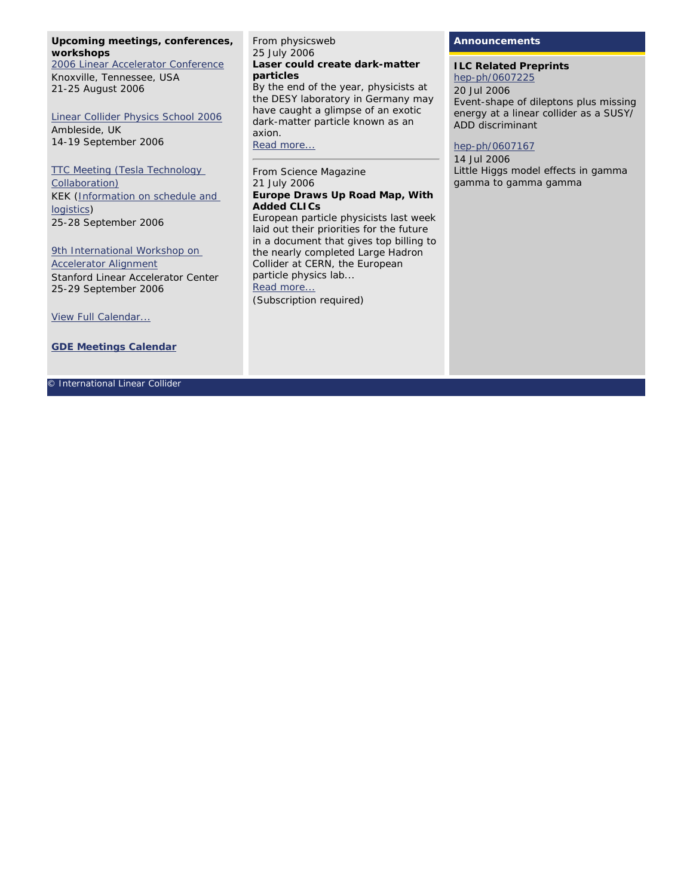**Upcoming meetings, conferences, workshops**

2006 Linear Accelerator Conference
Knoxville, Tennessee, USA
21-25 August 2006

Linear Collider Physics School 2006
Ambleside, UK
14-19 September 2006

TTC Meeting (Tesla Technology Collaboration)
KEK (Information on schedule and logistics)
25-28 September 2006

9th International Workshop on Accelerator Alignment
Stanford Linear Accelerator Center
25-29 September 2006

View Full Calendar...

**GDE Meetings Calendar**

From physicsweb
25 July 2006
**Laser could create dark-matter particles**
By the end of the year, physicists at the DESY laboratory in Germany may have caught a glimpse of an exotic dark-matter particle known as an axion.
Read more...

---

From Science Magazine
21 July 2006
**Europe Draws Up Road Map, With Added CLICs**
European particle physicists last week laid out their priorities for the future in a document that gives top billing to the nearly completed Large Hadron Collider at CERN, the European particle physics lab...
Read more...
(Subscription required)

**Announcements**

**ILC Related Preprints**
hep-ph/0607225
20 Jul 2006
Event-shape of dileptons plus missing energy at a linear collider as a SUSY/ ADD discriminant

hep-ph/0607167
14 Jul 2006
Little Higgs model effects in gamma gamma to gamma gamma

© International Linear Collider